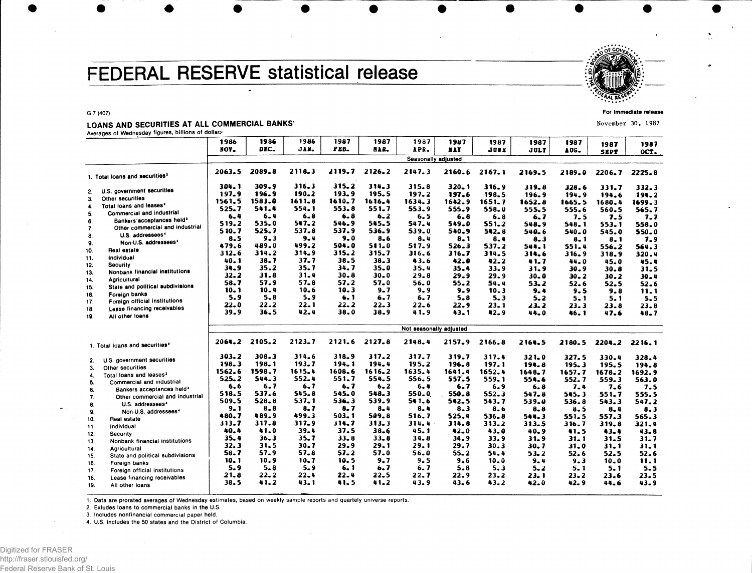# FEDERAL RESERVE statistical release

G.7 (407)

For immediate release

November 30, 1987

## LOANS AND SECURITIES AT ALL COMMERCIAL BANKS[1]

Averages of Wednesday figures, billions of dollars

| | 1986 NOV. | 1986 DEC. | 1986 JAN. | 1987 FEB. | 1987 MAR. | 1987 APR. | 1987 MAY | 1987 JUNE | 1987 JULY | 1987 AUG. | 1987 SEPT | 1987 OCT. |
|---|---|---|---|---|---|---|---|---|---|---|---|---|
| | Seasonally adjusted | | | | | | | | | | | |
| 1. Total loans and securities[2] | 2063.5 | 2089.8 | 2118.3 | 2119.7 | 2126.2 | 2147.3 | 2160.6 | 2167.1 | 2169.5 | 2189.0 | 2206.7 | 2225.8 |
| 2. U.S. government securities | 304.1 | 309.9 | 316.3 | 315.2 | 314.3 | 315.8 | 320.1 | 316.9 | 319.8 | 328.6 | 331.7 | 332.3 |
| 3. Other securities | 197.9 | 196.9 | 190.2 | 193.9 | 195.5 | 197.2 | 197.6 | 198.5 | 196.9 | 194.9 | 194.6 | 194.2 |
| 4. Total loans and leases[2] | 1561.5 | 1583.0 | 1611.8 | 1610.7 | 1616.4 | 1634.3 | 1642.9 | 1651.7 | 1652.8 | 1665.5 | 1680.4 | 1699.3 |
| 5. Commercial and industrial | 525.7 | 541.4 | 554.1 | 553.8 | 551.7 | 553.9 | 555.9 | 558.0 | 555.5 | 555.6 | 560.5 | 565.7 |
| 6. Bankers acceptances held[3] | 6.4 | 6.4 | 6.8 | 6.8 | 6.2 | 6.5 | 6.8 | 6.8 | 6.7 | 7.5 | 7.5 | 7.7 |
| 7. Other commercial and industrial | 519.2 | 535.0 | 547.2 | 546.9 | 545.5 | 547.4 | 549.0 | 551.2 | 548.9 | 548.1 | 553.1 | 558.0 |
| 8. U.S. addressees[4] | 510.7 | 525.7 | 537.8 | 537.9 | 536.9 | 539.0 | 540.9 | 542.8 | 540.6 | 540.0 | 545.0 | 550.0 |
| 9. Non-U.S. addressees[4] | 8.5 | 9.3 | 9.4 | 9.0 | 8.6 | 8.4 | 8.1 | 8.4 | 8.3 | 8.1 | 8.1 | 7.9 |
| 10. Real estate | 479.6 | 489.0 | 499.2 | 504.0 | 511.0 | 517.9 | 526.3 | 537.2 | 544.1 | 551.4 | 556.2 | 564.3 |
| 11. Individual | 312.6 | 314.2 | 314.9 | 315.2 | 315.7 | 316.6 | 316.7 | 314.5 | 314.6 | 316.9 | 318.9 | 320.4 |
| 12. Security | 40.1 | 38.7 | 37.7 | 38.5 | 38.3 | 43.6 | 42.0 | 42.2 | 41.7 | 44.0 | 45.0 | 45.4 |
| 13. Nonbank financial institutions | 34.9 | 35.2 | 35.7 | 34.7 | 35.0 | 35.4 | 35.4 | 33.9 | 31.9 | 30.9 | 30.8 | 31.5 |
| 14. Agricultural | 32.2 | 31.8 | 31.4 | 30.8 | 30.0 | 29.8 | 29.9 | 29.9 | 30.0 | 30.2 | 30.2 | 30.4 |
| 15. State and political subdivisions | 58.7 | 57.9 | 57.8 | 57.2 | 57.0 | 56.0 | 55.2 | 54.4 | 53.2 | 52.6 | 52.5 | 52.6 |
| 16. Foreign banks | 10.1 | 10.4 | 10.6 | 10.3 | 9.7 | 9.9 | 9.9 | 10.3 | 9.4 | 9.5 | 9.8 | 11.1 |
| 17. Foreign official institutions | 5.9 | 5.8 | 5.9 | 6.1 | 6.7 | 6.7 | 5.8 | 5.3 | 5.2 | 5.1 | 5.1 | 5.5 |
| 18. Lease financing receivables | 22.0 | 22.2 | 22.1 | 22.2 | 22.3 | 22.6 | 22.9 | 23.1 | 23.2 | 23.3 | 23.8 | 23.8 |
| 19. All other loans | 39.9 | 36.5 | 42.4 | 38.0 | 38.9 | 41.9 | 43.1 | 42.9 | 44.0 | 46.1 | 47.6 | 48.7 |
| | Not seasonally adjusted | | | | | | | | | | | |
| 1. Total loans and securities[2] | 2064.2 | 2105.2 | 2123.7 | 2121.6 | 2127.8 | 2148.4 | 2157.9 | 2166.8 | 2164.5 | 2180.5 | 2204.2 | 2216.1 |
| 2. U.S. government securities | 303.2 | 308.3 | 314.6 | 318.9 | 317.2 | 317.7 | 319.7 | 317.4 | 321.0 | 327.5 | 330.4 | 328.4 |
| 3. Other securities | 198.3 | 198.1 | 193.7 | 194.1 | 194.4 | 195.2 | 196.8 | 197.1 | 194.8 | 195.3 | 195.5 | 194.8 |
| 4. Total loans and leases[2] | 1562.6 | 1598.7 | 1615.4 | 1608.6 | 1616.2 | 1635.4 | 1641.4 | 1652.4 | 1648.7 | 1657.7 | 1678.2 | 1692.9 |
| 5. Commercial and industrial | 525.2 | 544.3 | 552.4 | 551.7 | 554.5 | 556.5 | 557.5 | 559.1 | 554.6 | 552.7 | 559.3 | 563.0 |
| 6. Bankers acceptances held[3] | 6.6 | 6.7 | 6.7 | 6.7 | 6.2 | 6.4 | 6.7 | 6.9 | 6.8 | 7.4 | 7.6 | 7.5 |
| 7. Other commercial and industrial | 518.5 | 537.6 | 545.8 | 545.0 | 548.3 | 550.0 | 550.8 | 552.3 | 547.8 | 545.3 | 551.7 | 555.5 |
| 8. U.S. addressees[4] | 509.5 | 528.8 | 537.1 | 536.3 | 539.9 | 541.6 | 542.5 | 543.7 | 539.0 | 536.8 | 543.3 | 547.2 |
| 9. Non-U.S. addressees[4] | 9.1 | 8.8 | 8.7 | 8.7 | 8.4 | 8.4 | 8.3 | 8.6 | 8.8 | 8.5 | 8.4 | 8.3 |
| 10. Real estate | 480.7 | 489.9 | 499.3 | 503.1 | 509.8 | 516.7 | 525.4 | 536.8 | 544.3 | 551.5 | 557.3 | 565.3 |
| 11. Individual | 313.7 | 317.8 | 317.9 | 314.7 | 313.3 | 314.4 | 314.8 | 313.2 | 313.5 | 316.7 | 319.8 | 321.4 |
| 12. Security | 40.4 | 41.0 | 39.4 | 37.5 | 38.6 | 45.1 | 42.0 | 43.0 | 40.9 | 41.5 | 43.4 | 43.8 |
| 13. Nonbank financial institutions | 35.4 | 36.3 | 35.7 | 33.8 | 33.8 | 34.8 | 34.9 | 33.9 | 31.9 | 31.1 | 31.5 | 31.7 |
| 14. Agricultural | 32.3 | 31.5 | 30.7 | 29.9 | 29.1 | 29.1 | 29.7 | 30.3 | 30.7 | 31.0 | 31.1 | 31.1 |
| 15. State and political subdivisions | 58.7 | 57.9 | 57.8 | 57.2 | 57.0 | 56.0 | 55.2 | 54.4 | 53.2 | 52.6 | 52.5 | 52.6 |
| 16. Foreign banks | 10.1 | 10.9 | 10.7 | 10.5 | 9.7 | 9.5 | 9.6 | 10.0 | 9.4 | 9.3 | 10.0 | 11.1 |
| 17. Foreign official institutions | 5.9 | 5.8 | 5.9 | 6.1 | 6.7 | 6.7 | 5.8 | 5.3 | 5.2 | 5.1 | 5.1 | 5.5 |
| 18. Lease financing receivables | 21.8 | 22.2 | 22.4 | 22.4 | 22.5 | 22.7 | 22.9 | 23.2 | 23.1 | 23.2 | 23.6 | 23.5 |
| 19. All other loans | 38.5 | 41.2 | 43.1 | 41.5 | 41.2 | 43.9 | 43.6 | 43.2 | 42.0 | 42.9 | 44.6 | 43.9 |

1. Data are prorated averages of Wednesday estimates, based on weekly sample reports and quartely universe reports.
2. Exludes loans to commercial banks in the U.S.
3. Includes nonfinancial commercial paper held.
4. U.S. includes the 50 states and the District of Columbia.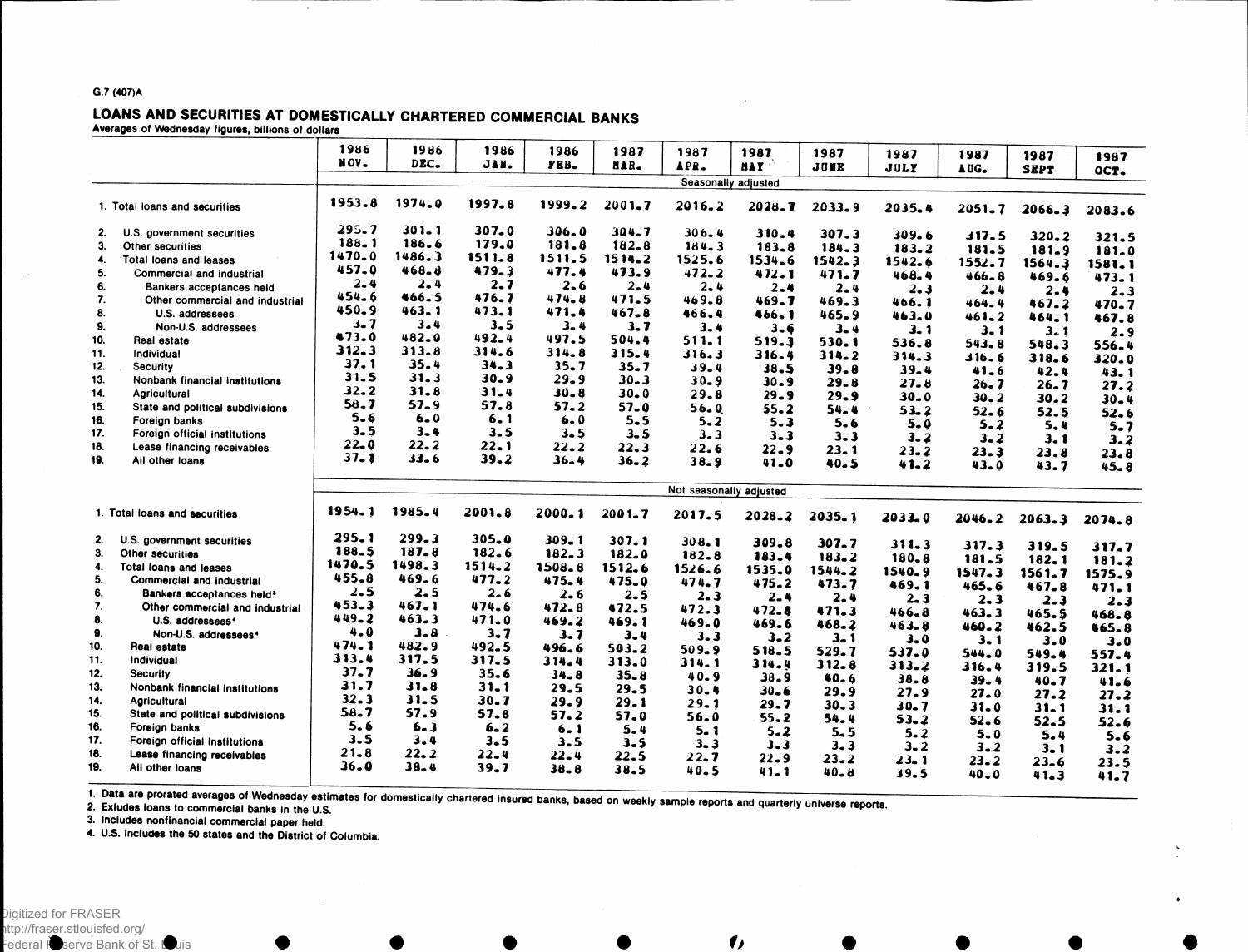G.7 (407)A

# LOANS AND SECURITIES AT DOMESTICALLY CHARTERED COMMERCIAL BANKS

Averages of Wednesday figures, billions of dollars

| | 1986 NOV. | 1986 DEC. | 1986 JAN. | 1986 FEB. | 1987 MAR. | 1987 APR. | 1987 MAY | 1987 JUNE | 1987 JULY | 1987 AUG. | 1987 SEPT | 1987 OCT. |
|---|---|---|---|---|---|---|---|---|---|---|---|---|
| | Seasonally adjusted | | | | | | | | | | | |
| 1. Total loans and securities | 1953.8 | 1974.0 | 1997.8 | 1999.2 | 2001.7 | 2016.2 | 2028.7 | 2033.9 | 2035.4 | 2051.7 | 2066.3 | 2083.6 |
| 2. U.S. government securities | 295.7 | 301.1 | 307.0 | 306.0 | 304.7 | 306.4 | 310.4 | 307.3 | 309.6 | 317.5 | 320.2 | 321.5 |
| 3. Other securities | 188.1 | 186.6 | 179.0 | 181.8 | 182.8 | 184.3 | 183.8 | 184.3 | 183.2 | 181.5 | 181.9 | 181.0 |
| 4. Total loans and leases | 1470.0 | 1486.3 | 1511.8 | 1511.5 | 1514.2 | 1525.6 | 1534.6 | 1542.3 | 1542.6 | 1552.7 | 1564.3 | 1581.1 |
| 5. Commercial and industrial | 457.0 | 468.8 | 479.3 | 477.4 | 473.9 | 472.2 | 472.1 | 471.7 | 468.4 | 466.8 | 469.6 | 473.1 |
| 6. Bankers acceptances held | 2.4 | 2.4 | 2.7 | 2.6 | 2.4 | 2.4 | 2.4 | 2.4 | 2.3 | 2.4 | 2.4 | 2.3 |
| 7. Other commercial and industrial | 454.6 | 466.5 | 476.7 | 474.8 | 471.5 | 469.8 | 469.7 | 469.3 | 466.1 | 464.4 | 467.2 | 470.7 |
| 8. U.S. addressees | 450.9 | 463.1 | 473.1 | 471.4 | 467.8 | 466.4 | 466.1 | 465.9 | 463.0 | 461.2 | 464.1 | 467.8 |
| 9. Non-U.S. addressees | 3.7 | 3.4 | 3.5 | 3.4 | 3.7 | 3.4 | 3.6 | 3.4 | 3.1 | 3.1 | 3.1 | 2.9 |
| 10. Real estate | 473.0 | 482.0 | 492.4 | 497.5 | 504.4 | 511.1 | 519.3 | 530.1 | 536.8 | 543.8 | 548.3 | 556.4 |
| 11. Individual | 312.3 | 313.8 | 314.6 | 314.8 | 315.4 | 316.3 | 316.4 | 314.2 | 314.3 | 316.6 | 318.6 | 320.0 |
| 12. Security | 37.1 | 35.4 | 34.3 | 35.7 | 35.7 | 39.4 | 38.5 | 39.8 | 39.4 | 41.6 | 42.4 | 43.1 |
| 13. Nonbank financial institutions | 31.5 | 31.3 | 30.9 | 29.9 | 30.3 | 30.9 | 30.9 | 29.8 | 27.8 | 26.7 | 26.7 | 27.2 |
| 14. Agricultural | 32.2 | 31.8 | 31.4 | 30.8 | 30.0 | 29.8 | 29.9 | 29.9 | 30.0 | 30.2 | 30.2 | 30.4 |
| 15. State and political subdivisions | 58.7 | 57.9 | 57.8 | 57.2 | 57.0 | 56.0 | 55.2 | 54.4 | 53.2 | 52.6 | 52.5 | 52.6 |
| 16. Foreign banks | 5.6 | 6.0 | 6.1 | 6.0 | 5.5 | 5.2 | 5.3 | 5.6 | 5.0 | 5.2 | 5.4 | 5.7 |
| 17. Foreign official institutions | 3.5 | 3.4 | 3.5 | 3.5 | 3.5 | 3.3 | 3.3 | 3.3 | 3.2 | 3.2 | 3.1 | 3.2 |
| 18. Lease financing receivables | 22.0 | 22.2 | 22.1 | 22.2 | 22.3 | 22.6 | 22.9 | 23.1 | 23.2 | 23.3 | 23.8 | 23.8 |
| 19. All other loans | 37.1 | 33.6 | 39.2 | 36.4 | 36.2 | 38.9 | 41.0 | 40.5 | 41.2 | 43.0 | 43.7 | 45.8 |
| | Not seasonally adjusted | | | | | | | | | | | |
| 1. Total loans and securities | 1954.1 | 1985.4 | 2001.8 | 2000.1 | 2001.7 | 2017.5 | 2028.2 | 2035.1 | 2033.0 | 2046.2 | 2063.3 | 2074.8 |
| 2. U.S. government securities | 295.1 | 299.3 | 305.0 | 309.1 | 307.1 | 308.1 | 309.8 | 307.7 | 311.3 | 317.3 | 319.5 | 317.7 |
| 3. Other securities | 188.5 | 187.8 | 182.6 | 182.3 | 182.0 | 182.8 | 183.4 | 183.2 | 180.8 | 181.5 | 182.1 | 181.2 |
| 4. Total loans and leases | 1470.5 | 1498.3 | 1514.2 | 1508.8 | 1512.6 | 1526.6 | 1535.0 | 1544.2 | 1540.9 | 1547.3 | 1561.7 | 1575.9 |
| 5. Commercial and industrial | 455.8 | 469.6 | 477.2 | 475.4 | 475.0 | 474.7 | 475.2 | 473.7 | 469.1 | 465.6 | 467.8 | 471.1 |
| 6. Bankers acceptances held[3] | 2.5 | 2.5 | 2.6 | 2.6 | 2.5 | 2.3 | 2.4 | 2.4 | 2.3 | 2.3 | 2.3 | 2.3 |
| 7. Other commercial and industrial | 453.3 | 467.1 | 474.6 | 472.8 | 472.5 | 472.3 | 472.8 | 471.3 | 466.8 | 463.3 | 465.5 | 468.8 |
| 8. U.S. addressees[4] | 449.2 | 463.3 | 471.0 | 469.2 | 469.1 | 469.0 | 469.6 | 468.2 | 463.8 | 460.2 | 462.5 | 465.8 |
| 9. Non-U.S. addressees[4] | 4.0 | 3.8 | 3.7 | 3.7 | 3.4 | 3.3 | 3.2 | 3.1 | 3.0 | 3.1 | 3.0 | 3.0 |
| 10. Real estate | 474.1 | 482.9 | 492.5 | 496.6 | 503.2 | 509.9 | 518.5 | 529.7 | 537.0 | 544.0 | 549.4 | 557.4 |
| 11. Individual | 313.4 | 317.5 | 317.5 | 314.4 | 313.0 | 314.1 | 314.4 | 312.8 | 313.2 | 316.4 | 319.5 | 321.1 |
| 12. Security | 37.7 | 36.9 | 35.6 | 34.8 | 35.8 | 40.9 | 38.9 | 40.6 | 38.8 | 39.4 | 40.7 | 41.6 |
| 13. Nonbank financial institutions | 31.7 | 31.8 | 31.1 | 29.5 | 29.5 | 30.4 | 30.6 | 29.9 | 27.9 | 27.0 | 27.2 | 27.2 |
| 14. Agricultural | 32.3 | 31.5 | 30.7 | 29.9 | 29.1 | 29.1 | 29.7 | 30.3 | 30.7 | 31.0 | 31.1 | 31.1 |
| 15. State and political subdivisions | 58.7 | 57.9 | 57.8 | 57.2 | 57.0 | 56.0 | 55.2 | 54.4 | 53.2 | 52.6 | 52.5 | 52.6 |
| 16. Foreign banks | 5.6 | 6.3 | 6.2 | 6.1 | 5.4 | 5.1 | 5.2 | 5.5 | 5.2 | 5.0 | 5.4 | 5.6 |
| 17. Foreign official institutions | 3.5 | 3.4 | 3.5 | 3.5 | 3.5 | 3.3 | 3.3 | 3.3 | 3.2 | 3.2 | 3.1 | 3.2 |
| 18. Lease financing receivables | 21.8 | 22.2 | 22.4 | 22.4 | 22.5 | 22.7 | 22.9 | 23.2 | 23.1 | 23.2 | 23.6 | 23.5 |
| 19. All other loans | 36.0 | 38.4 | 39.7 | 38.8 | 38.5 | 40.5 | 41.1 | 40.8 | 39.5 | 40.0 | 41.3 | 41.7 |

1. Data are prorated averages of Wednesday estimates for domestically chartered insured banks, based on weekly sample reports and quarterly universe reports.
2. Exludes loans to commercial banks in the U.S.
3. Includes nonfinancial commercial paper held.
4. U.S. includes the 50 states and the District of Columbia.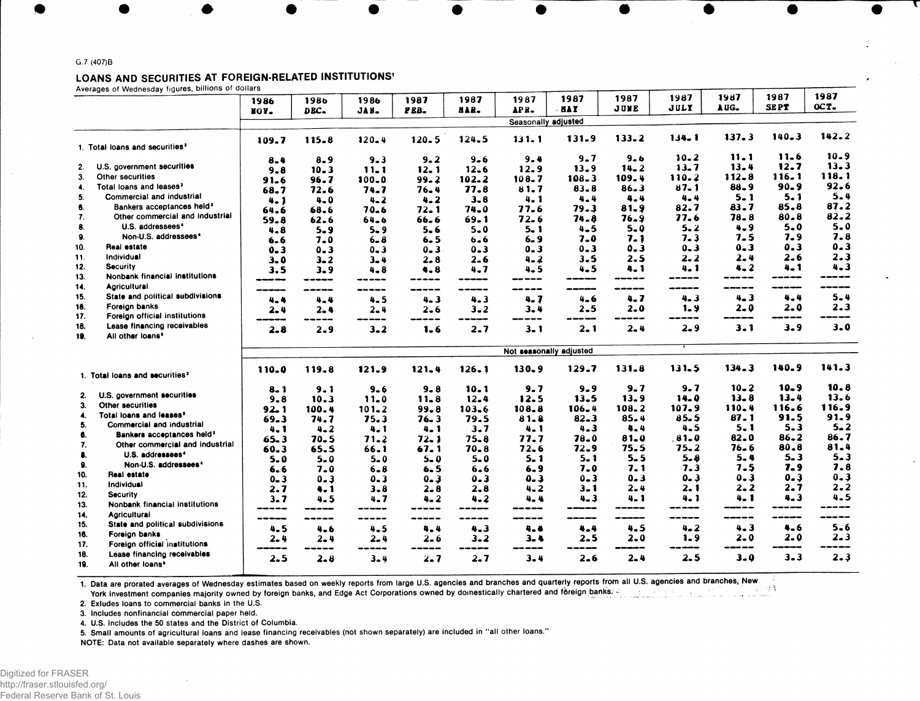G.7 (407)B

## LOANS AND SECURITIES AT FOREIGN-RELATED INSTITUTIONS[1]

Averages of Wednesday figures, billions of dollars

| | 1986 NOV. | 1986 DEC. | 1986 JAN. | 1987 FEB. | 1987 MAR. | 1987 APR. | 1987 MAY | 1987 JUNE | 1987 JULY | 1987 AUG. | 1987 SEPT | 1987 OCT. |
|---|---|---|---|---|---|---|---|---|---|---|---|---|
| | | | | | | Seasonally adjusted | | | | | | |
| 1. Total loans and securities[2] | 109.7 | 115.8 | 120.4 | 120.5 | 124.5 | 131.1 | 131.9 | 133.2 | 134.1 | 137.3 | 140.3 | 142.2 |
| 2. U.S. government securities | 8.4 | 8.9 | 9.3 | 9.2 | 9.6 | 9.4 | 9.7 | 9.6 | 10.2 | 11.1 | 11.6 | 10.9 |
| 3. Other securities | 9.8 | 10.3 | 11.1 | 12.1 | 12.6 | 12.9 | 13.9 | 14.2 | 13.7 | 13.4 | 12.7 | 13.3 |
| 4. Total loans and leases[2] | 91.6 | 96.7 | 100.0 | 99.2 | 102.2 | 108.7 | 108.3 | 109.4 | 110.2 | 112.8 | 116.1 | 118.1 |
| 5. Commercial and industrial | 68.7 | 72.6 | 74.7 | 76.4 | 77.8 | 81.7 | 83.8 | 86.3 | 87.1 | 88.9 | 90.9 | 92.6 |
| 6. Bankers acceptances held[3] | 4.1 | 4.0 | 4.2 | 4.2 | 3.8 | 4.1 | 4.4 | 4.4 | 4.4 | 5.1 | 5.1 | 5.4 |
| 7. Other commercial and industrial | 64.6 | 68.6 | 70.6 | 72.1 | 74.0 | 77.6 | 79.3 | 81.9 | 82.7 | 83.7 | 85.8 | 87.2 |
| 8. U.S. addressees[4] | 59.8 | 62.6 | 64.6 | 66.6 | 69.1 | 72.6 | 74.8 | 76.9 | 77.6 | 78.8 | 80.8 | 82.2 |
| 9. Non-U.S. addressees[4] | 4.8 | 5.9 | 5.9 | 5.6 | 5.0 | 5.1 | 4.5 | 5.0 | 5.2 | 4.9 | 5.0 | 5.0 |
| 10. Real estate | 6.6 | 7.0 | 6.8 | 6.5 | 6.6 | 6.9 | 7.0 | 7.1 | 7.3 | 7.5 | 7.9 | 7.8 |
| 11. Individual | 0.3 | 0.3 | 0.3 | 0.3 | 0.3 | 0.3 | 0.3 | 0.3 | 0.3 | 0.3 | 0.3 | 0.3 |
| 12. Security | 3.0 | 3.2 | 3.4 | 2.8 | 2.6 | 4.2 | 3.5 | 2.5 | 2.2 | 2.4 | 2.6 | 2.3 |
| 13. Nonbank financial institutions | 3.5 | 3.9 | 4.8 | 4.8 | 4.7 | 4.5 | 4.5 | 4.1 | 4.1 | 4.2 | 4.1 | 4.3 |
| 14. Agricultural | ----- | ----- | ----- | ----- | ----- | ----- | ----- | ----- | ----- | ----- | ----- | ----- |
| 15. State and political subdivisions | ----- | ----- | ----- | ----- | ----- | ----- | ----- | ----- | ----- | ----- | ----- | ----- |
| 16. Foreign banks | 4.4 | 4.4 | 4.5 | 4.3 | 4.3 | 4.7 | 4.6 | 4.7 | 4.3 | 4.3 | 4.4 | 5.4 |
| 17. Foreign official institutions | 2.4 | 2.4 | 2.4 | 2.6 | 3.2 | 3.4 | 2.5 | 2.0 | 1.9 | 2.0 | 2.0 | 2.3 |
| 18. Lease financing receivables | ----- | ----- | ----- | ----- | ----- | ----- | ----- | ----- | ----- | ----- | ----- | ----- |
| 19. All other loans[5] | 2.8 | 2.9 | 3.2 | 1.6 | 2.7 | 3.1 | 2.1 | 2.4 | 2.9 | 3.1 | 3.9 | 3.0 |
| | | | | | | Not seasonally adjusted | | | | | | |
| 1. Total loans and securities[2] | 110.0 | 119.8 | 121.9 | 121.4 | 126.1 | 130.9 | 129.7 | 131.8 | 131.5 | 134.3 | 140.9 | 141.3 |
| 2. U.S. government securities | 8.1 | 9.1 | 9.6 | 9.8 | 10.1 | 9.7 | 9.9 | 9.7 | 9.7 | 10.2 | 10.9 | 10.8 |
| 3. Other securities | 9.8 | 10.3 | 11.0 | 11.8 | 12.4 | 12.5 | 13.5 | 13.9 | 14.0 | 13.8 | 13.4 | 13.6 |
| 4. Total loans and leases[2] | 92.1 | 100.4 | 101.2 | 99.8 | 103.6 | 108.8 | 106.4 | 108.2 | 107.9 | 110.4 | 116.6 | 116.9 |
| 5. Commercial and industrial | 69.3 | 74.7 | 75.3 | 76.3 | 79.5 | 81.8 | 82.3 | 85.4 | 85.5 | 87.1 | 91.5 | 91.9 |
| 6. Bankers acceptances held[3] | 4.1 | 4.2 | 4.1 | 4.1 | 3.7 | 4.1 | 4.3 | 4.4 | 4.5 | 5.1 | 5.3 | 5.2 |
| 7. Other commercial and industrial | 65.3 | 70.5 | 71.2 | 72.1 | 75.8 | 77.7 | 78.0 | 81.0 | 81.0 | 82.0 | 86.2 | 86.7 |
| 8. U.S. addressees[4] | 60.3 | 65.5 | 66.1 | 67.1 | 70.8 | 72.6 | 72.9 | 75.5 | 75.2 | 76.6 | 80.8 | 81.4 |
| 9. Non-U.S. addressees[4] | 5.0 | 5.0 | 5.0 | 5.0 | 5.0 | 5.1 | 5.1 | 5.5 | 5.8 | 5.4 | 5.3 | 5.3 |
| 10. Real estate | 6.6 | 7.0 | 6.8 | 6.5 | 6.6 | 6.9 | 7.0 | 7.1 | 7.3 | 7.5 | 7.9 | 7.8 |
| 11. Individual | 0.3 | 0.3 | 0.3 | 0.3 | 0.3 | 0.3 | 0.3 | 0.3 | 0.3 | 0.3 | 0.3 | 0.3 |
| 12. Security | 2.7 | 4.1 | 3.8 | 2.8 | 2.8 | 4.2 | 3.1 | 2.4 | 2.1 | 2.2 | 2.7 | 2.2 |
| 13. Nonbank financial institutions | 3.7 | 4.5 | 4.7 | 4.2 | 4.2 | 4.4 | 4.3 | 4.1 | 4.1 | 4.1 | 4.3 | 4.5 |
| 14. Agricultural | ----- | ----- | ----- | ----- | ----- | ----- | ----- | ----- | ----- | ----- | ----- | ----- |
| 15. State and political subdivisions | ----- | ----- | ----- | ----- | ----- | ----- | ----- | ----- | ----- | ----- | ----- | ----- |
| 16. Foreign banks | 4.5 | 4.6 | 4.5 | 4.4 | 4.3 | 4.4 | 4.4 | 4.5 | 4.2 | 4.3 | 4.6 | 5.6 |
| 17. Foreign official institutions | 2.4 | 2.4 | 2.4 | 2.6 | 3.2 | 3.4 | 2.5 | 2.0 | 1.9 | 2.0 | 2.0 | 2.3 |
| 18. Lease financing receivables | ----- | ----- | ----- | ----- | ----- | ----- | ----- | ----- | ----- | ----- | ----- | ----- |
| 19. All other loans[5] | 2.5 | 2.8 | 3.4 | 2.7 | 2.7 | 3.4 | 2.6 | 2.4 | 2.5 | 3.0 | 3.3 | 2.3 |

1. Data are prorated averages of Wednesday estimates based on weekly reports from large U.S. agencies and branches and quarterly reports from all U.S. agencies and branches, New York investment companies majority owned by foreign banks, and Edge Act Corporations owned by domestically chartered and foreign banks.
2. Exludes loans to commercial banks in the U.S.
3. Includes nonfinancial commercial paper held.
4. U.S. includes the 50 states and the District of Columbia.
5. Small amounts of agricultural loans and lease financing receivables (not shown separately) are included in "all other loans."

NOTE: Data not available separately where dashes are shown.